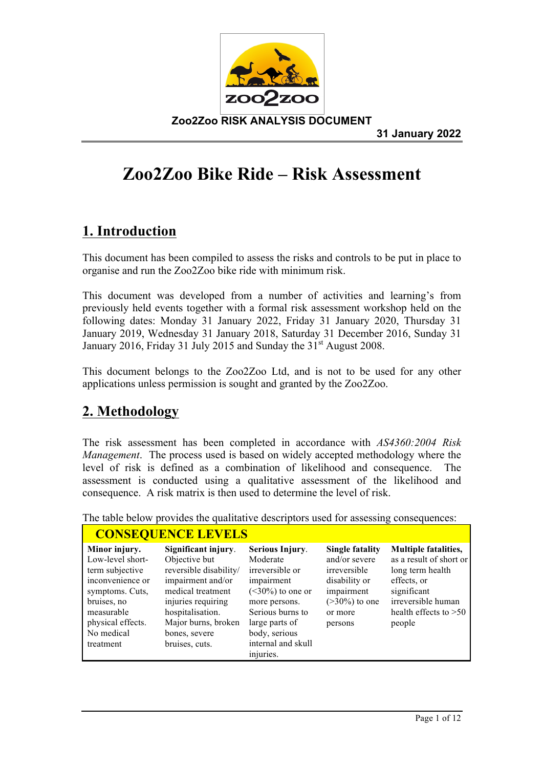**Zoo2Zoo RISK ANALYSIS DOCUMENT**

**31 January 2022**

# Zoo2Zoo Bike Ride – Risk Assessment

## 1. Introduction

This document has been compiled to assess the risks and controls to be put in place to organise and run the Zoo2Zoo bike ride with minimum risk.

This document was developed from a number of activities and learning's from previously held events together with a formal risk assessment workshop held on the following dates: Monday 31 January 2022, Friday 31 January 2020, Thursday 31 January 2019, Wednesday 31 January 2018, Saturday 31 December 2016, Sunday 31 January 2016, Friday 31 July 2015 and Sunday the 31st August 2008.

This document belongs to the Zoo2Zoo Ltd, and is not to be used for any other applications unless permission is sought and granted by the Zoo2Zoo.

## 2. Methodology

The risk assessment has been completed in accordance with *AS4360:2004 Risk Management*. The process used is based on widely accepted methodology where the level of risk is defined as a combination of likelihood and consequence. The assessment is conducted using a qualitative assessment of the likelihood and consequence. A risk matrix is then used to determine the level of risk.

The table below provides the qualitative descriptors used for assessing consequences:

| CONSEQUENCE LEVELS | | | | |
|---|---|---|---|---|
| **Minor injury.** Low-level short-term subjective inconvenience or symptoms. Cuts, bruises, no measurable physical effects. No medical treatment | **Significant injury**. Objective but reversible disability/ impairment and/or medical treatment injuries requiring hospitalisation. Major burns, broken bones, severe bruises, cuts. | **Serious Injury**. Moderate irreversible or impairment (<30%) to one or more persons. Serious burns to large parts of body, serious internal and skull injuries. | **Single fatality** and/or severe irreversible disability or impairment (>30%) to one or more persons | **Multiple fatalities,** as a result of short or long term health effects, or significant irreversible human health effects to >50 people |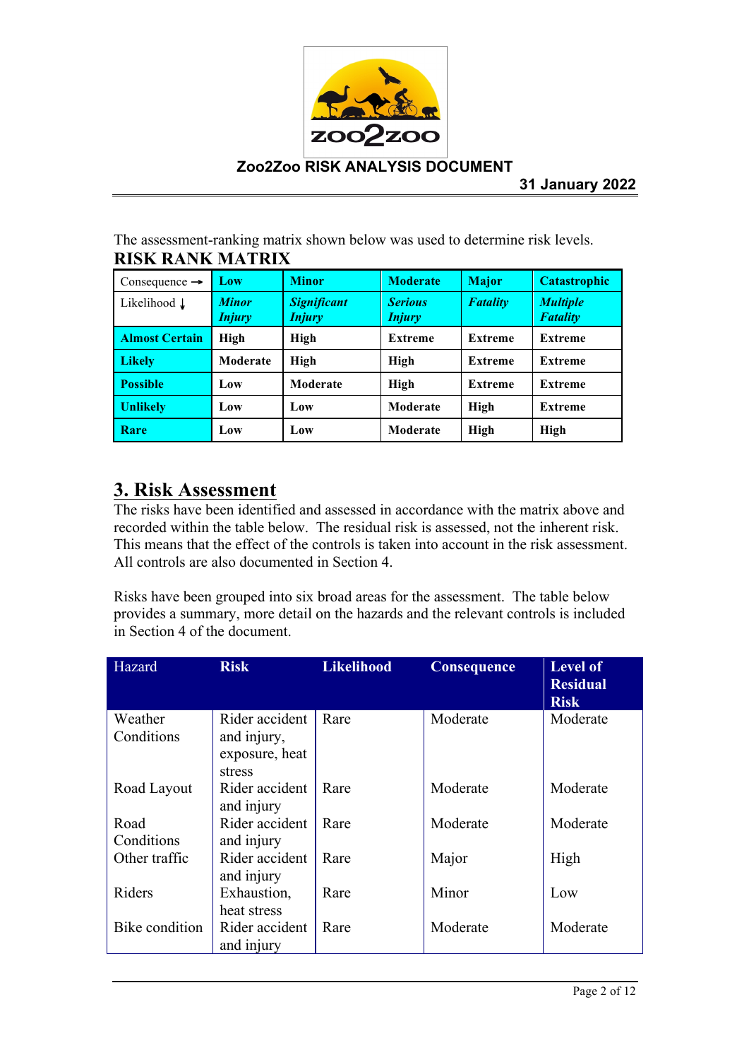Zoo2Zoo RISK ANALYSIS DOCUMENT

31 January 2022

The assessment-ranking matrix shown below was used to determine risk levels.

**RISK RANK MATRIX**

| Consequence → Likelihood ↓ | **Low** ***Minor Injury*** | **Minor** ***Significant Injury*** | **Moderate** ***Serious Injury*** | **Major** ***Fatality*** | **Catastrophic** ***Multiple Fatality*** |
|---|---|---|---|---|---|
| **Almost Certain** | **High** | **High** | **Extreme** | **Extreme** | **Extreme** |
| **Likely** | **Moderate** | **High** | **High** | **Extreme** | **Extreme** |
| **Possible** | **Low** | **Moderate** | **High** | **Extreme** | **Extreme** |
| **Unlikely** | **Low** | **Low** | **Moderate** | **High** | **Extreme** |
| **Rare** | **Low** | **Low** | **Moderate** | **High** | **High** |

## 3. Risk Assessment

The risks have been identified and assessed in accordance with the matrix above and recorded within the table below. The residual risk is assessed, not the inherent risk. This means that the effect of the controls is taken into account in the risk assessment. All controls are also documented in Section 4.

Risks have been grouped into six broad areas for the assessment. The table below provides a summary, more detail on the hazards and the relevant controls is included in Section 4 of the document.

| Hazard | **Risk** | **Likelihood** | **Consequence** | **Level of Residual Risk** |
|---|---|---|---|---|
| Weather Conditions | Rider accident and injury, exposure, heat stress | Rare | Moderate | Moderate |
| Road Layout | Rider accident and injury | Rare | Moderate | Moderate |
| Road Conditions | Rider accident and injury | Rare | Moderate | Moderate |
| Other traffic | Rider accident and injury | Rare | Major | High |
| Riders | Exhaustion, heat stress | Rare | Minor | Low |
| Bike condition | Rider accident and injury | Rare | Moderate | Moderate |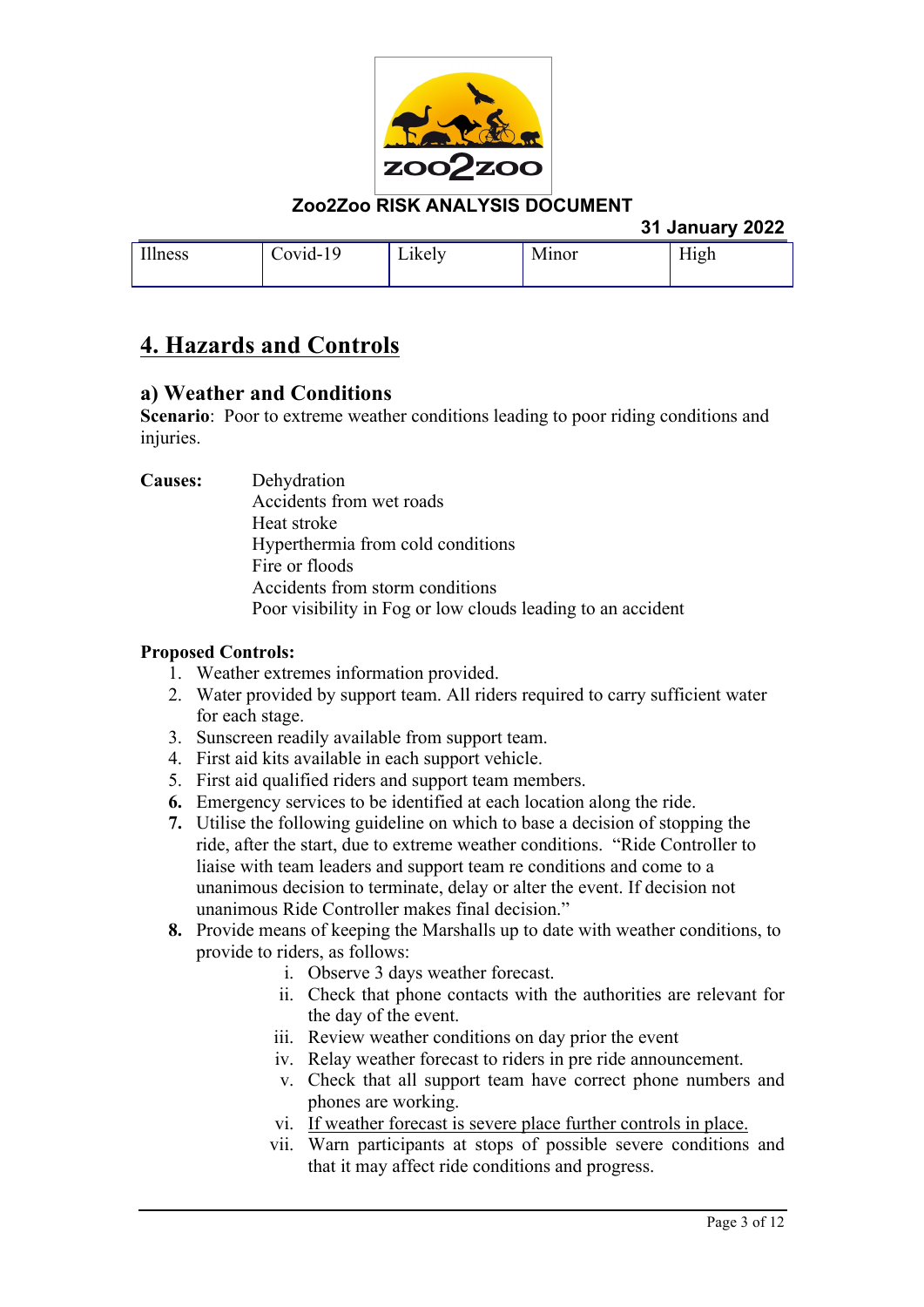| Illness | Covid-19 | Likely | Minor | High |
|---|---|---|---|---|

## 4. Hazards and Controls

### a) Weather and Conditions

**Scenario**: Poor to extreme weather conditions leading to poor riding conditions and injuries.

**Causes:**
- Dehydration
- Accidents from wet roads
- Heat stroke
- Hyperthermia from cold conditions
- Fire or floods
- Accidents from storm conditions
- Poor visibility in Fog or low clouds leading to an accident

**Proposed Controls:**

1. Weather extremes information provided.
2. Water provided by support team. All riders required to carry sufficient water for each stage.
3. Sunscreen readily available from support team.
4. First aid kits available in each support vehicle.
5. First aid qualified riders and support team members.
6. Emergency services to be identified at each location along the ride.
7. Utilise the following guideline on which to base a decision of stopping the ride, after the start, due to extreme weather conditions. "Ride Controller to liaise with team leaders and support team re conditions and come to a unanimous decision to terminate, delay or alter the event. If decision not unanimous Ride Controller makes final decision."
8. Provide means of keeping the Marshalls up to date with weather conditions, to provide to riders, as follows:
   i. Observe 3 days weather forecast.
   ii. Check that phone contacts with the authorities are relevant for the day of the event.
   iii. Review weather conditions on day prior the event
   iv. Relay weather forecast to riders in pre ride announcement.
   v. Check that all support team have correct phone numbers and phones are working.
   vi. <u>If weather forecast is severe place further controls in place.</u>
   vii. Warn participants at stops of possible severe conditions and that it may affect ride conditions and progress.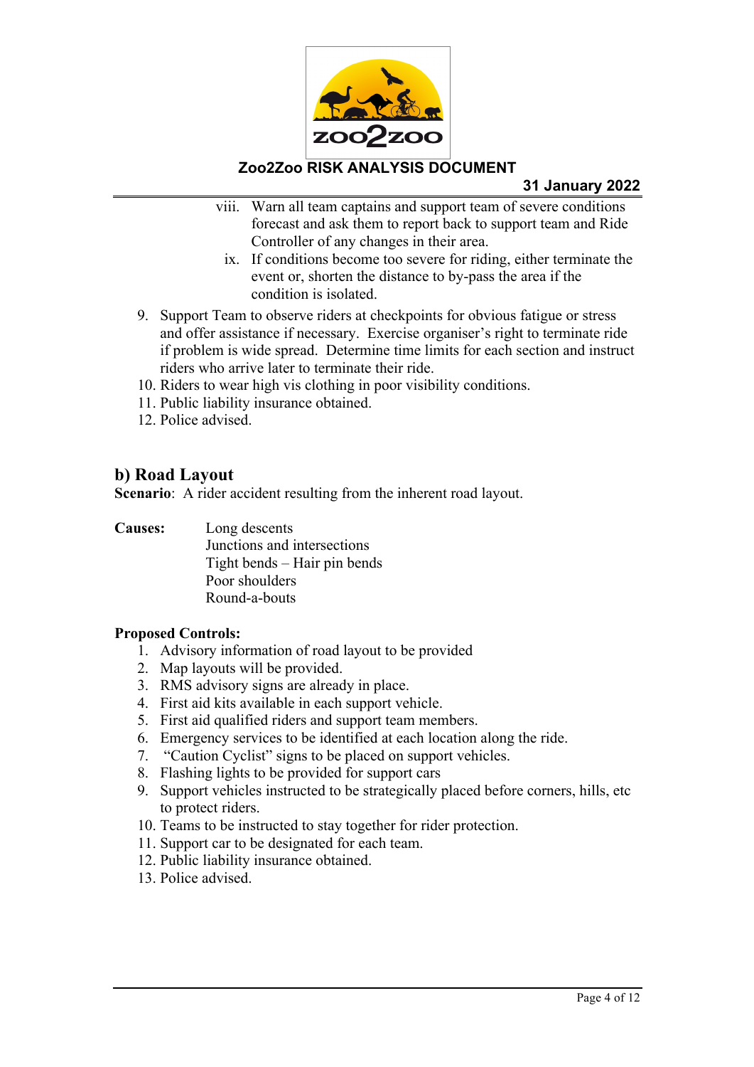viii. Warn all team captains and support team of severe conditions forecast and ask them to report back to support team and Ride Controller of any changes in their area.

ix. If conditions become too severe for riding, either terminate the event or, shorten the distance to by-pass the area if the condition is isolated.

9. Support Team to observe riders at checkpoints for obvious fatigue or stress and offer assistance if necessary. Exercise organiser's right to terminate ride if problem is wide spread. Determine time limits for each section and instruct riders who arrive later to terminate their ride.
10. Riders to wear high vis clothing in poor visibility conditions.
11. Public liability insurance obtained.
12. Police advised.

## b) Road Layout

**Scenario**: A rider accident resulting from the inherent road layout.

**Causes:**

- Long descents
- Junctions and intersections
- Tight bends – Hair pin bends
- Poor shoulders
- Round-a-bouts

**Proposed Controls:**

1. Advisory information of road layout to be provided
2. Map layouts will be provided.
3. RMS advisory signs are already in place.
4. First aid kits available in each support vehicle.
5. First aid qualified riders and support team members.
6. Emergency services to be identified at each location along the ride.
7. "Caution Cyclist" signs to be placed on support vehicles.
8. Flashing lights to be provided for support cars
9. Support vehicles instructed to be strategically placed before corners, hills, etc to protect riders.
10. Teams to be instructed to stay together for rider protection.
11. Support car to be designated for each team.
12. Public liability insurance obtained.
13. Police advised.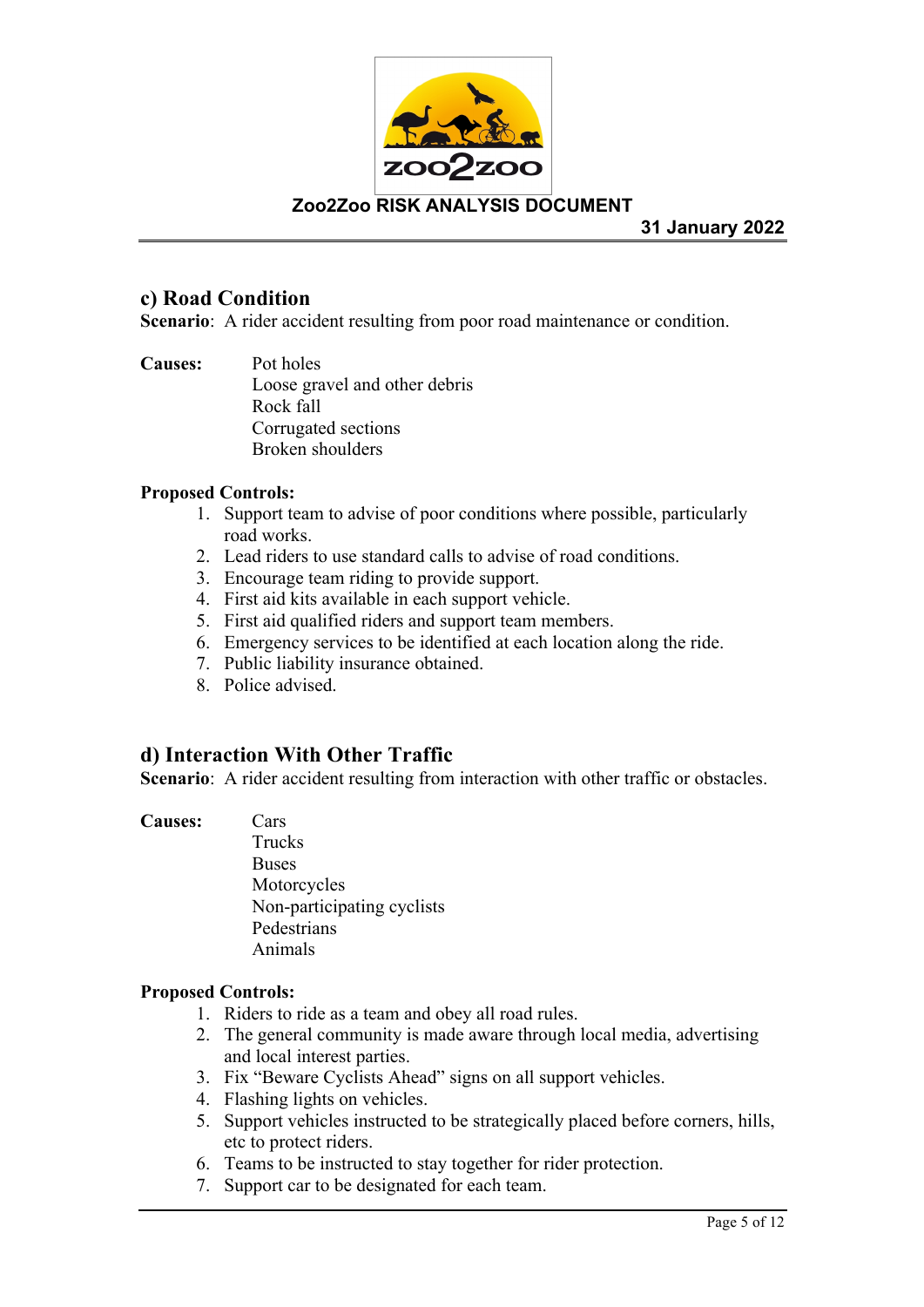## c) Road Condition

**Scenario**: A rider accident resulting from poor road maintenance or condition.

**Causes:**

Pot holes
Loose gravel and other debris
Rock fall
Corrugated sections
Broken shoulders

**Proposed Controls:**

1. Support team to advise of poor conditions where possible, particularly road works.
2. Lead riders to use standard calls to advise of road conditions.
3. Encourage team riding to provide support.
4. First aid kits available in each support vehicle.
5. First aid qualified riders and support team members.
6. Emergency services to be identified at each location along the ride.
7. Public liability insurance obtained.
8. Police advised.

## d) Interaction With Other Traffic

**Scenario**: A rider accident resulting from interaction with other traffic or obstacles.

**Causes:**

Cars
Trucks
Buses
Motorcycles
Non-participating cyclists
Pedestrians
Animals

**Proposed Controls:**

1. Riders to ride as a team and obey all road rules.
2. The general community is made aware through local media, advertising and local interest parties.
3. Fix "Beware Cyclists Ahead" signs on all support vehicles.
4. Flashing lights on vehicles.
5. Support vehicles instructed to be strategically placed before corners, hills, etc to protect riders.
6. Teams to be instructed to stay together for rider protection.
7. Support car to be designated for each team.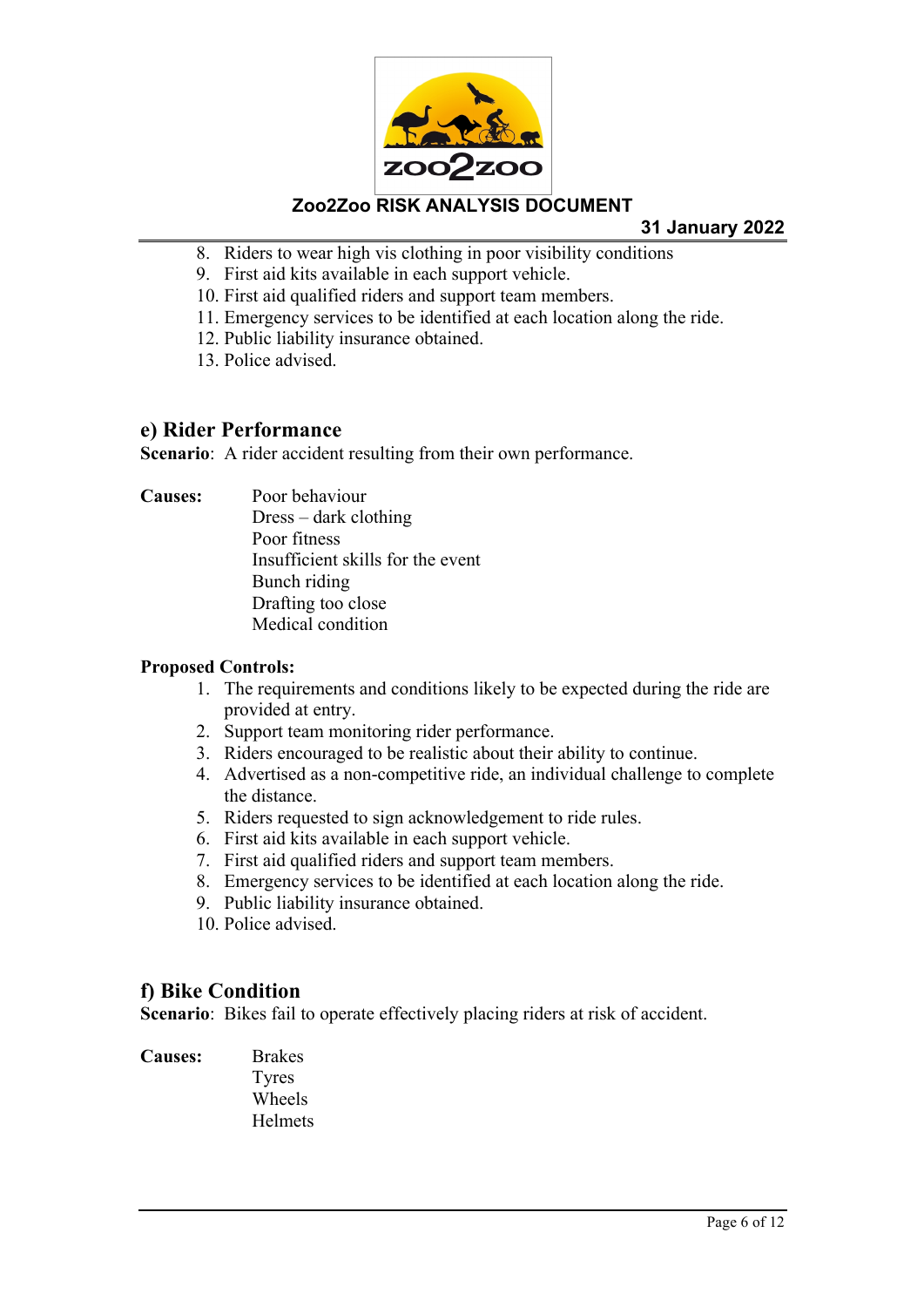8. Riders to wear high vis clothing in poor visibility conditions
9. First aid kits available in each support vehicle.
10. First aid qualified riders and support team members.
11. Emergency services to be identified at each location along the ride.
12. Public liability insurance obtained.
13. Police advised.

## e) Rider Performance

**Scenario**: A rider accident resulting from their own performance.

**Causes:**

- Poor behaviour
- Dress – dark clothing
- Poor fitness
- Insufficient skills for the event
- Bunch riding
- Drafting too close
- Medical condition

**Proposed Controls:**

1. The requirements and conditions likely to be expected during the ride are provided at entry.
2. Support team monitoring rider performance.
3. Riders encouraged to be realistic about their ability to continue.
4. Advertised as a non-competitive ride, an individual challenge to complete the distance.
5. Riders requested to sign acknowledgement to ride rules.
6. First aid kits available in each support vehicle.
7. First aid qualified riders and support team members.
8. Emergency services to be identified at each location along the ride.
9. Public liability insurance obtained.
10. Police advised.

## f) Bike Condition

**Scenario**: Bikes fail to operate effectively placing riders at risk of accident.

**Causes:**

- Brakes
- Tyres
- Wheels
- Helmets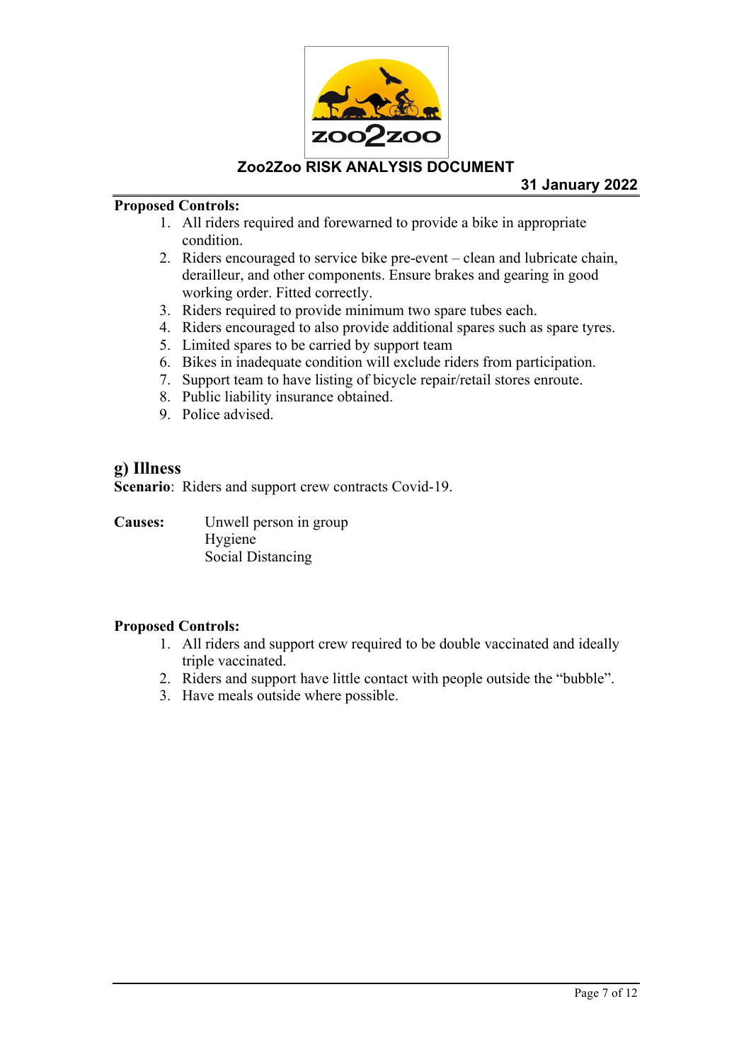**Proposed Controls:**

1. All riders required and forewarned to provide a bike in appropriate condition.
2. Riders encouraged to service bike pre-event – clean and lubricate chain, derailleur, and other components. Ensure brakes and gearing in good working order. Fitted correctly.
3. Riders required to provide minimum two spare tubes each.
4. Riders encouraged to also provide additional spares such as spare tyres.
5. Limited spares to be carried by support team
6. Bikes in inadequate condition will exclude riders from participation.
7. Support team to have listing of bicycle repair/retail stores enroute.
8. Public liability insurance obtained.
9. Police advised.

## g) Illness

**Scenario**: Riders and support crew contracts Covid-19.

**Causes:**
Unwell person in group
Hygiene
Social Distancing

**Proposed Controls:**

1. All riders and support crew required to be double vaccinated and ideally triple vaccinated.
2. Riders and support have little contact with people outside the "bubble".
3. Have meals outside where possible.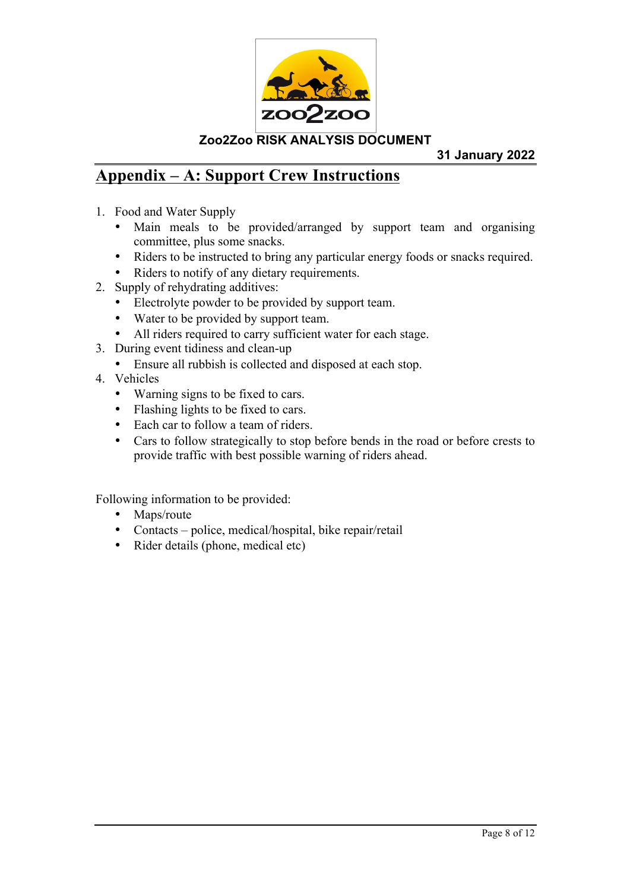# Appendix – A: Support Crew Instructions

1. Food and Water Supply
   - Main meals to be provided/arranged by support team and organising committee, plus some snacks.
   - Riders to be instructed to bring any particular energy foods or snacks required.
   - Riders to notify of any dietary requirements.
2. Supply of rehydrating additives:
   - Electrolyte powder to be provided by support team.
   - Water to be provided by support team.
   - All riders required to carry sufficient water for each stage.
3. During event tidiness and clean-up
   - Ensure all rubbish is collected and disposed at each stop.
4. Vehicles
   - Warning signs to be fixed to cars.
   - Flashing lights to be fixed to cars.
   - Each car to follow a team of riders.
   - Cars to follow strategically to stop before bends in the road or before crests to provide traffic with best possible warning of riders ahead.

Following information to be provided:

- Maps/route
- Contacts – police, medical/hospital, bike repair/retail
- Rider details (phone, medical etc)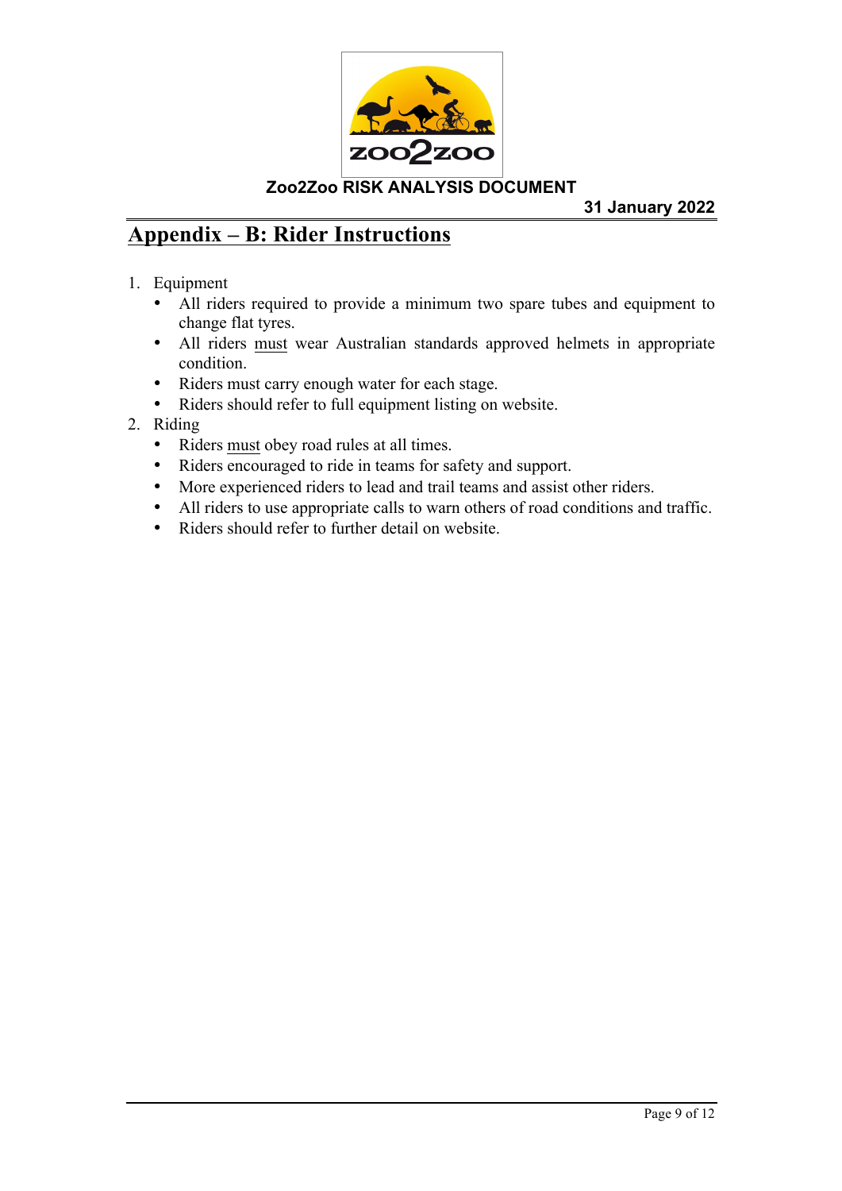## Appendix – B: Rider Instructions

1. Equipment
   - All riders required to provide a minimum two spare tubes and equipment to change flat tyres.
   - All riders <u>must</u> wear Australian standards approved helmets in appropriate condition.
   - Riders must carry enough water for each stage.
   - Riders should refer to full equipment listing on website.
2. Riding
   - Riders <u>must</u> obey road rules at all times.
   - Riders encouraged to ride in teams for safety and support.
   - More experienced riders to lead and trail teams and assist other riders.
   - All riders to use appropriate calls to warn others of road conditions and traffic.
   - Riders should refer to further detail on website.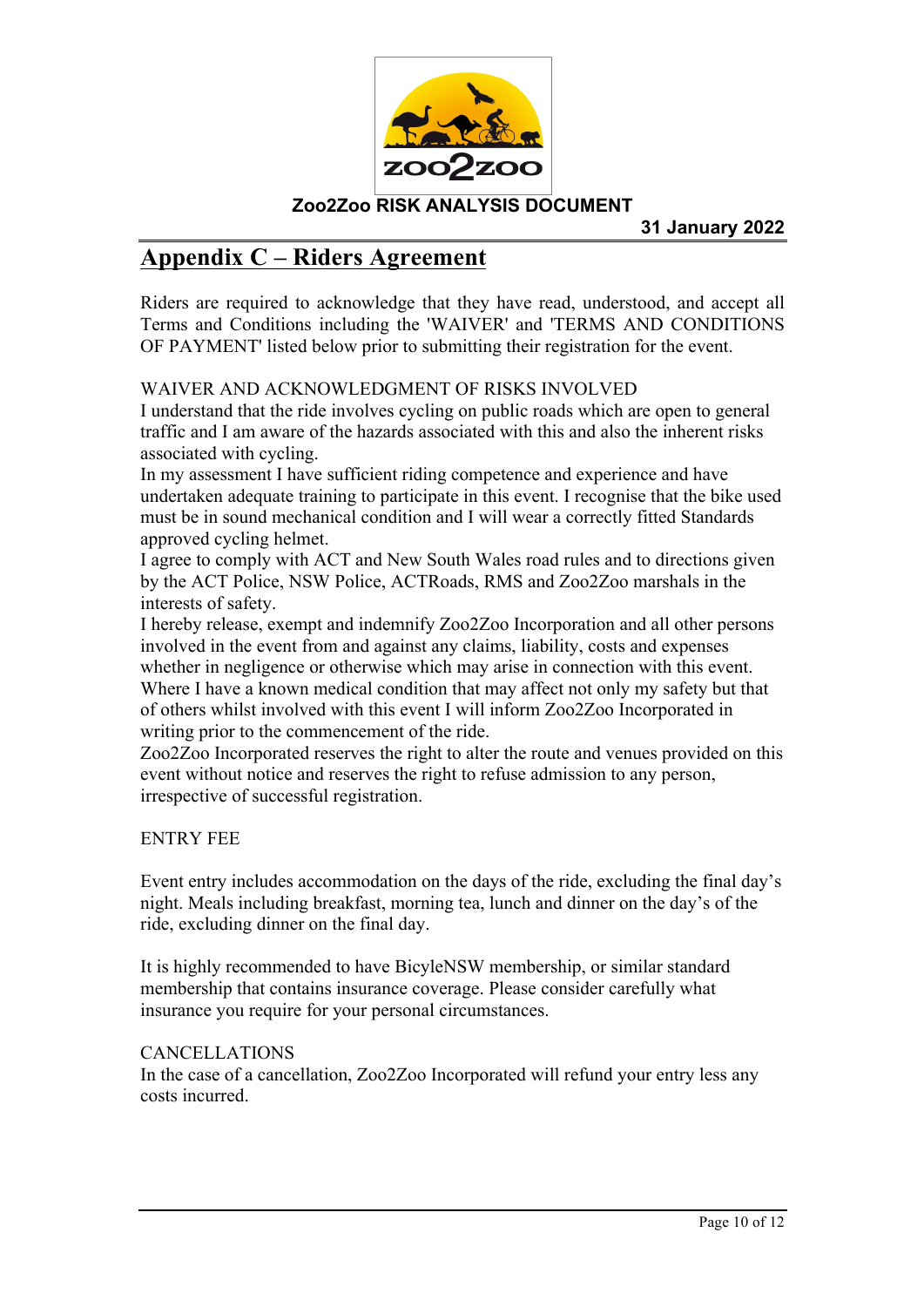## Appendix C – Riders Agreement

Riders are required to acknowledge that they have read, understood, and accept all Terms and Conditions including the 'WAIVER' and 'TERMS AND CONDITIONS OF PAYMENT' listed below prior to submitting their registration for the event.

WAIVER AND ACKNOWLEDGMENT OF RISKS INVOLVED

I understand that the ride involves cycling on public roads which are open to general traffic and I am aware of the hazards associated with this and also the inherent risks associated with cycling.

In my assessment I have sufficient riding competence and experience and have undertaken adequate training to participate in this event. I recognise that the bike used must be in sound mechanical condition and I will wear a correctly fitted Standards approved cycling helmet.

I agree to comply with ACT and New South Wales road rules and to directions given by the ACT Police, NSW Police, ACTRoads, RMS and Zoo2Zoo marshals in the interests of safety.

I hereby release, exempt and indemnify Zoo2Zoo Incorporation and all other persons involved in the event from and against any claims, liability, costs and expenses whether in negligence or otherwise which may arise in connection with this event.

Where I have a known medical condition that may affect not only my safety but that of others whilst involved with this event I will inform Zoo2Zoo Incorporated in writing prior to the commencement of the ride.

Zoo2Zoo Incorporated reserves the right to alter the route and venues provided on this event without notice and reserves the right to refuse admission to any person, irrespective of successful registration.

ENTRY FEE

Event entry includes accommodation on the days of the ride, excluding the final day's night. Meals including breakfast, morning tea, lunch and dinner on the day's of the ride, excluding dinner on the final day.

It is highly recommended to have BicyleNSW membership, or similar standard membership that contains insurance coverage. Please consider carefully what insurance you require for your personal circumstances.

CANCELLATIONS

In the case of a cancellation, Zoo2Zoo Incorporated will refund your entry less any costs incurred.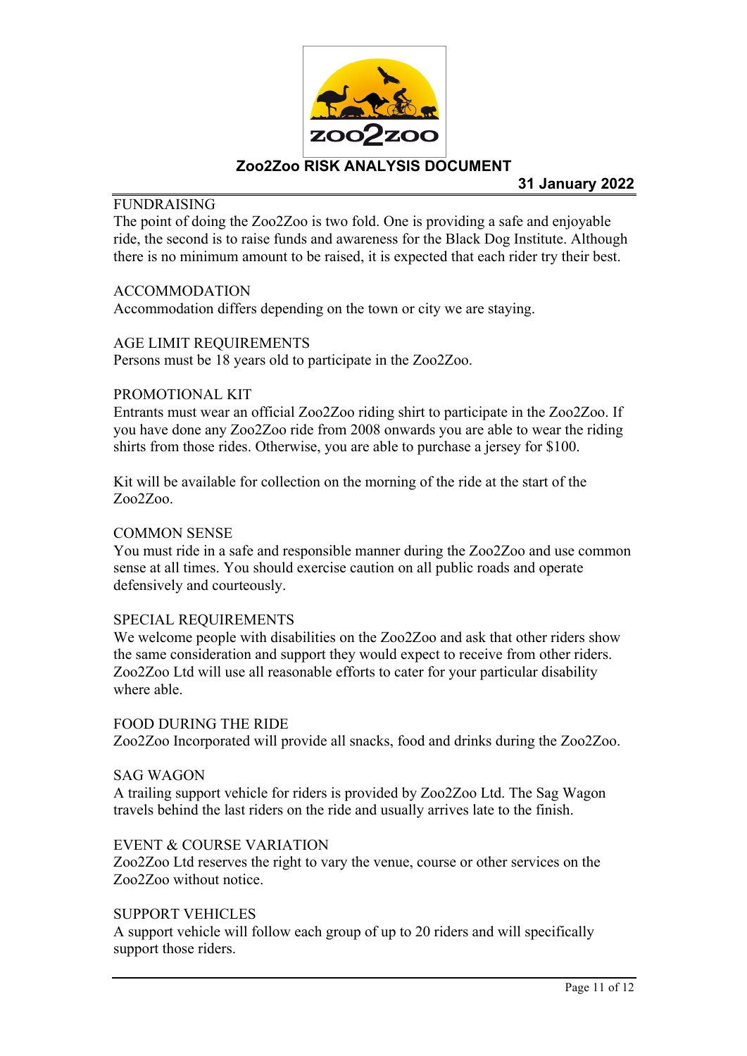**Zoo2Zoo RISK ANALYSIS DOCUMENT**

**31 January 2022**

FUNDRAISING

The point of doing the Zoo2Zoo is two fold. One is providing a safe and enjoyable ride, the second is to raise funds and awareness for the Black Dog Institute. Although there is no minimum amount to be raised, it is expected that each rider try their best.

ACCOMMODATION

Accommodation differs depending on the town or city we are staying.

AGE LIMIT REQUIREMENTS

Persons must be 18 years old to participate in the Zoo2Zoo.

PROMOTIONAL KIT

Entrants must wear an official Zoo2Zoo riding shirt to participate in the Zoo2Zoo. If you have done any Zoo2Zoo ride from 2008 onwards you are able to wear the riding shirts from those rides. Otherwise, you are able to purchase a jersey for $100.

Kit will be available for collection on the morning of the ride at the start of the Zoo2Zoo.

COMMON SENSE

You must ride in a safe and responsible manner during the Zoo2Zoo and use common sense at all times. You should exercise caution on all public roads and operate defensively and courteously.

SPECIAL REQUIREMENTS

We welcome people with disabilities on the Zoo2Zoo and ask that other riders show the same consideration and support they would expect to receive from other riders. Zoo2Zoo Ltd will use all reasonable efforts to cater for your particular disability where able.

FOOD DURING THE RIDE

Zoo2Zoo Incorporated will provide all snacks, food and drinks during the Zoo2Zoo.

SAG WAGON

A trailing support vehicle for riders is provided by Zoo2Zoo Ltd. The Sag Wagon travels behind the last riders on the ride and usually arrives late to the finish.

EVENT & COURSE VARIATION

Zoo2Zoo Ltd reserves the right to vary the venue, course or other services on the Zoo2Zoo without notice.

SUPPORT VEHICLES

A support vehicle will follow each group of up to 20 riders and will specifically support those riders.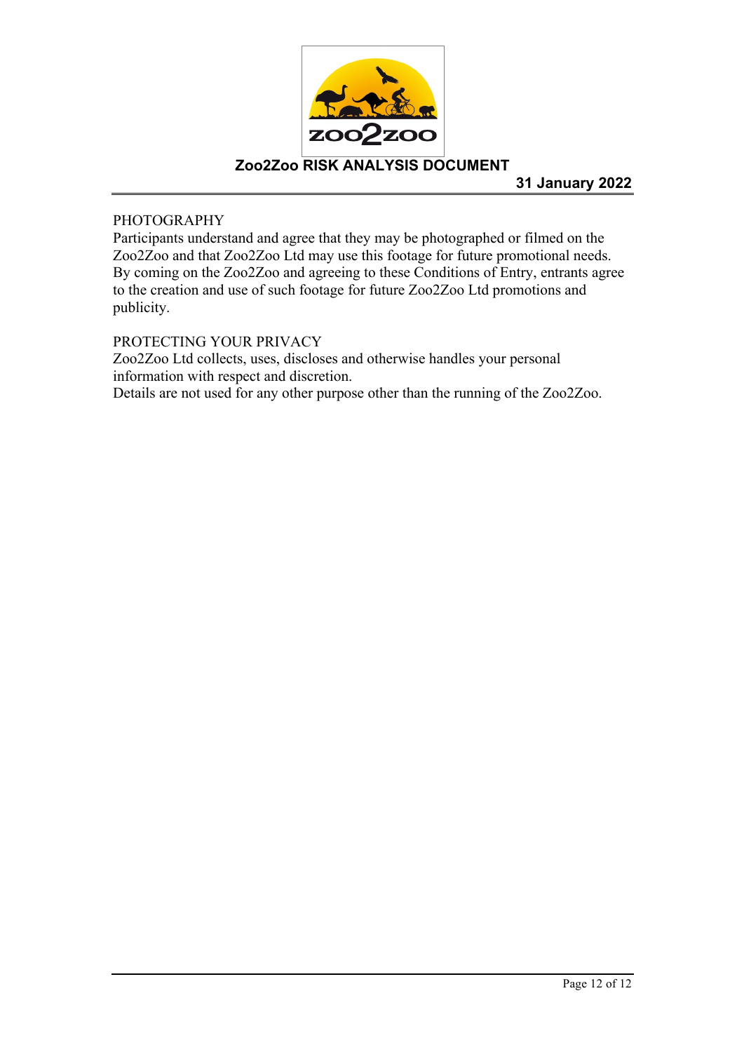PHOTOGRAPHY

Participants understand and agree that they may be photographed or filmed on the Zoo2Zoo and that Zoo2Zoo Ltd may use this footage for future promotional needs. By coming on the Zoo2Zoo and agreeing to these Conditions of Entry, entrants agree to the creation and use of such footage for future Zoo2Zoo Ltd promotions and publicity.

PROTECTING YOUR PRIVACY

Zoo2Zoo Ltd collects, uses, discloses and otherwise handles your personal information with respect and discretion.
Details are not used for any other purpose other than the running of the Zoo2Zoo.